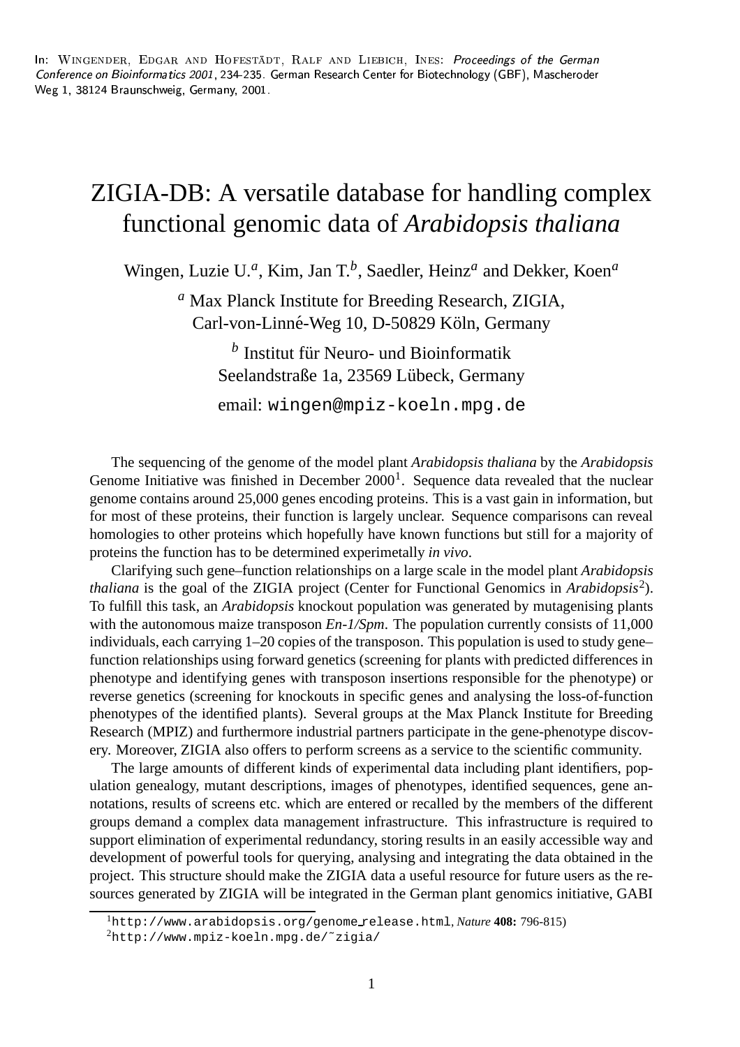In: Wingender, Edgar and Hofestädt, Ralf and Liebich, Ines: *Proceedings of the German Conference on Bioinformatics 2001*, 234–235. German Research Center for Biotechnology (GBF), Mascheroder Weg 1, 38124 Braunschweig, Germany, 2001.

# ZIGIA-DB: A versatile database for handling complex functional genomic data of *Arabidopsis thaliana*

Wingen, Luzie U.[a], Kim, Jan T.[b], Saedler, Heinz[a] and Dekker, Koen[a]

[a] Max Planck Institute for Breeding Research, ZIGIA, Carl-von-Linné-Weg 10, D-50829 Köln, Germany

[b] Institut für Neuro- und Bioinformatik Seelandstraße 1a, 23569 Lübeck, Germany

email: wingen@mpiz-koeln.mpg.de

The sequencing of the genome of the model plant *Arabidopsis thaliana* by the *Arabidopsis* Genome Initiative was finished in December 2000[1]. Sequence data revealed that the nuclear genome contains around 25,000 genes encoding proteins. This is a vast gain in information, but for most of these proteins, their function is largely unclear. Sequence comparisons can reveal homologies to other proteins which hopefully have known functions but still for a majority of proteins the function has to be determined experimetally *in vivo*.

Clarifying such gene–function relationships on a large scale in the model plant *Arabidopsis thaliana* is the goal of the ZIGIA project (Center for Functional Genomics in *Arabidopsis*[2]). To fulfill this task, an *Arabidopsis* knockout population was generated by mutagenising plants with the autonomous maize transposon *En-1/Spm*. The population currently consists of 11,000 individuals, each carrying 1–20 copies of the transposon. This population is used to study gene–function relationships using forward genetics (screening for plants with predicted differences in phenotype and identifying genes with transposon insertions responsible for the phenotype) or reverse genetics (screening for knockouts in specific genes and analysing the loss-of-function phenotypes of the identified plants). Several groups at the Max Planck Institute for Breeding Research (MPIZ) and furthermore industrial partners participate in the gene-phenotype discovery. Moreover, ZIGIA also offers to perform screens as a service to the scientific community.

The large amounts of different kinds of experimental data including plant identifiers, population genealogy, mutant descriptions, images of phenotypes, identified sequences, gene annotations, results of screens etc. which are entered or recalled by the members of the different groups demand a complex data management infrastructure. This infrastructure is required to support elimination of experimental redundancy, storing results in an easily accessible way and development of powerful tools for querying, analysing and integrating the data obtained in the project. This structure should make the ZIGIA data a useful resource for future users as the resources generated by ZIGIA will be integrated in the German plant genomics initiative, GABI

[1] http://www.arabidopsis.org/genome_release.html, *Nature* **408:** 796-815)

[2] http://www.mpiz-koeln.mpg.de/~zigia/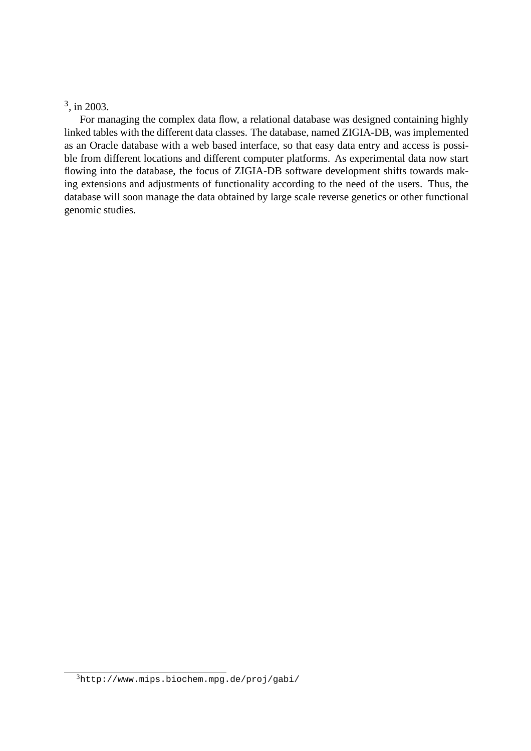[3], in 2003.

For managing the complex data flow, a relational database was designed containing highly linked tables with the different data classes. The database, named ZIGIA-DB, was implemented as an Oracle database with a web based interface, so that easy data entry and access is possible from different locations and different computer platforms. As experimental data now start flowing into the database, the focus of ZIGIA-DB software development shifts towards making extensions and adjustments of functionality according to the need of the users. Thus, the database will soon manage the data obtained by large scale reverse genetics or other functional genomic studies.

---

[3] http://www.mips.biochem.mpg.de/proj/gabi/